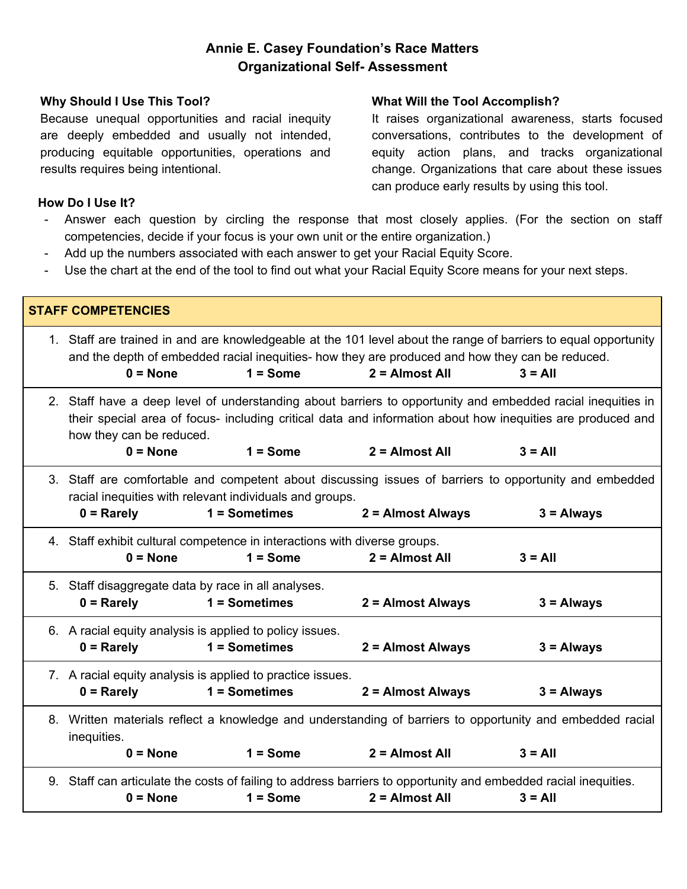# Annie E. Casey Foundation's Race Matters
# Organizational Self- Assessment

### Why Should I Use This Tool?

Because unequal opportunities and racial inequity are deeply embedded and usually not intended, producing equitable opportunities, operations and results requires being intentional.

### What Will the Tool Accomplish?

It raises organizational awareness, starts focused conversations, contributes to the development of equity action plans, and tracks organizational change. Organizations that care about these issues can produce early results by using this tool.

### How Do I Use It?

- Answer each question by circling the response that most closely applies. (For the section on staff competencies, decide if your focus is your own unit or the entire organization.)
- Add up the numbers associated with each answer to get your Racial Equity Score.
- Use the chart at the end of the tool to find out what your Racial Equity Score means for your next steps.

## STAFF COMPETENCIES

1. Staff are trained in and are knowledgeable at the 101 level about the range of barriers to equal opportunity and the depth of embedded racial inequities- how they are produced and how they can be reduced.
   **0 = None** **1 = Some** **2 = Almost All** **3 = All**

2. Staff have a deep level of understanding about barriers to opportunity and embedded racial inequities in their special area of focus- including critical data and information about how inequities are produced and how they can be reduced.
   **0 = None** **1 = Some** **2 = Almost All** **3 = All**

3. Staff are comfortable and competent about discussing issues of barriers to opportunity and embedded racial inequities with relevant individuals and groups.
   **0 = Rarely** **1 = Sometimes** **2 = Almost Always** **3 = Always**

4. Staff exhibit cultural competence in interactions with diverse groups.
   **0 = None** **1 = Some** **2 = Almost All** **3 = All**

5. Staff disaggregate data by race in all analyses.
   **0 = Rarely** **1 = Sometimes** **2 = Almost Always** **3 = Always**

6. A racial equity analysis is applied to policy issues.
   **0 = Rarely** **1 = Sometimes** **2 = Almost Always** **3 = Always**

7. A racial equity analysis is applied to practice issues.
   **0 = Rarely** **1 = Sometimes** **2 = Almost Always** **3 = Always**

8. Written materials reflect a knowledge and understanding of barriers to opportunity and embedded racial inequities.
   **0 = None** **1 = Some** **2 = Almost All** **3 = All**

9. Staff can articulate the costs of failing to address barriers to opportunity and embedded racial inequities.
   **0 = None** **1 = Some** **2 = Almost All** **3 = All**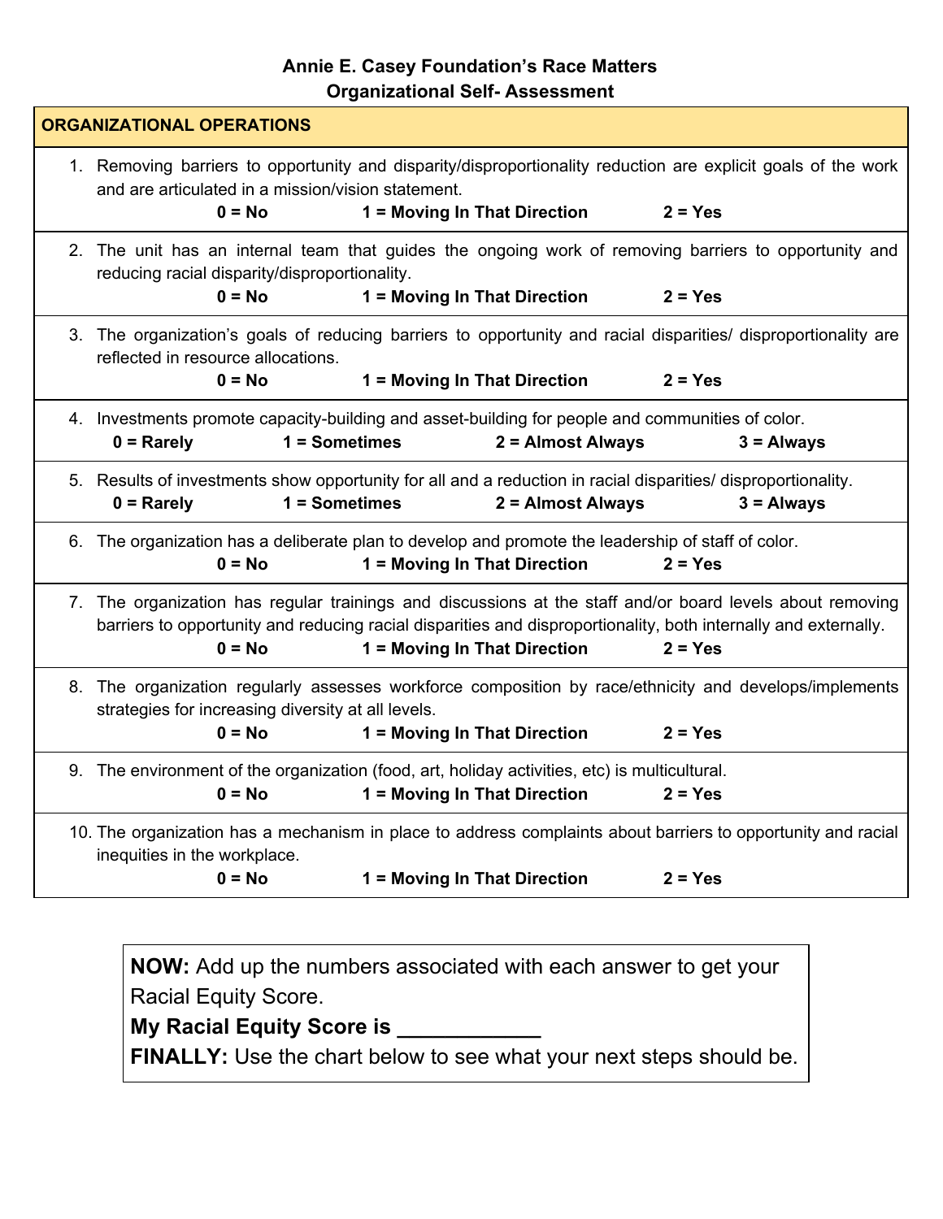**Annie E. Casey Foundation's Race Matters**
**Organizational Self- Assessment**

**ORGANIZATIONAL OPERATIONS**

1. Removing barriers to opportunity and disparity/disproportionality reduction are explicit goals of the work and are articulated in a mission/vision statement.
   **0 = No** **1 = Moving In That Direction** **2 = Yes**

2. The unit has an internal team that guides the ongoing work of removing barriers to opportunity and reducing racial disparity/disproportionality.
   **0 = No** **1 = Moving In That Direction** **2 = Yes**

3. The organization's goals of reducing barriers to opportunity and racial disparities/ disproportionality are reflected in resource allocations.
   **0 = No** **1 = Moving In That Direction** **2 = Yes**

4. Investments promote capacity-building and asset-building for people and communities of color.
   **0 = Rarely** **1 = Sometimes** **2 = Almost Always** **3 = Always**

5. Results of investments show opportunity for all and a reduction in racial disparities/ disproportionality.
   **0 = Rarely** **1 = Sometimes** **2 = Almost Always** **3 = Always**

6. The organization has a deliberate plan to develop and promote the leadership of staff of color.
   **0 = No** **1 = Moving In That Direction** **2 = Yes**

7. The organization has regular trainings and discussions at the staff and/or board levels about removing barriers to opportunity and reducing racial disparities and disproportionality, both internally and externally.
   **0 = No** **1 = Moving In That Direction** **2 = Yes**

8. The organization regularly assesses workforce composition by race/ethnicity and develops/implements strategies for increasing diversity at all levels.
   **0 = No** **1 = Moving In That Direction** **2 = Yes**

9. The environment of the organization (food, art, holiday activities, etc) is multicultural.
   **0 = No** **1 = Moving In That Direction** **2 = Yes**

10. The organization has a mechanism in place to address complaints about barriers to opportunity and racial inequities in the workplace.
    **0 = No** **1 = Moving In That Direction** **2 = Yes**

**NOW:** Add up the numbers associated with each answer to get your Racial Equity Score.

**My Racial Equity Score is ____________**

**FINALLY:** Use the chart below to see what your next steps should be.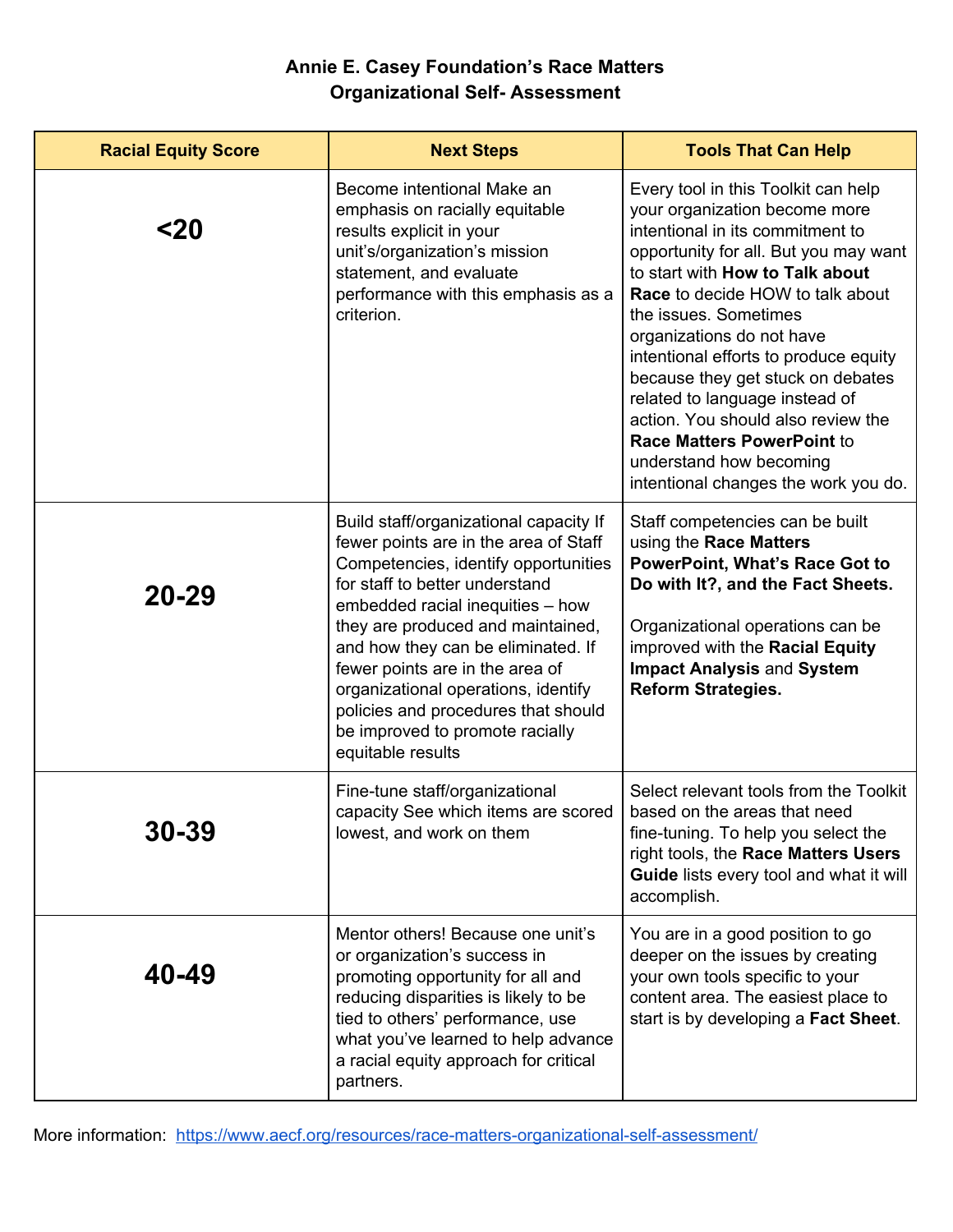**Annie E. Casey Foundation's Race Matters**
**Organizational Self- Assessment**

| Racial Equity Score | Next Steps | Tools That Can Help |
|---|---|---|
| **<20** | Become intentional Make an emphasis on racially equitable results explicit in your unit's/organization's mission statement, and evaluate performance with this emphasis as a criterion. | Every tool in this Toolkit can help your organization become more intentional in its commitment to opportunity for all. But you may want to start with **How to Talk about Race** to decide HOW to talk about the issues. Sometimes organizations do not have intentional efforts to produce equity because they get stuck on debates related to language instead of action. You should also review the **Race Matters PowerPoint** to understand how becoming intentional changes the work you do. |
| **20-29** | Build staff/organizational capacity If fewer points are in the area of Staff Competencies, identify opportunities for staff to better understand embedded racial inequities – how they are produced and maintained, and how they can be eliminated. If fewer points are in the area of organizational operations, identify policies and procedures that should be improved to promote racially equitable results | Staff competencies can be built using the **Race Matters PowerPoint, What's Race Got to Do with It?, and the Fact Sheets.**<br><br>Organizational operations can be improved with the **Racial Equity Impact Analysis** and **System Reform Strategies.** |
| **30-39** | Fine-tune staff/organizational capacity See which items are scored lowest, and work on them | Select relevant tools from the Toolkit based on the areas that need fine-tuning. To help you select the right tools, the **Race Matters Users Guide** lists every tool and what it will accomplish. |
| **40-49** | Mentor others! Because one unit's or organization's success in promoting opportunity for all and reducing disparities is likely to be tied to others' performance, use what you've learned to help advance a racial equity approach for critical partners. | You are in a good position to go deeper on the issues by creating your own tools specific to your content area. The easiest place to start is by developing a **Fact Sheet**. |

More information: https://www.aecf.org/resources/race-matters-organizational-self-assessment/